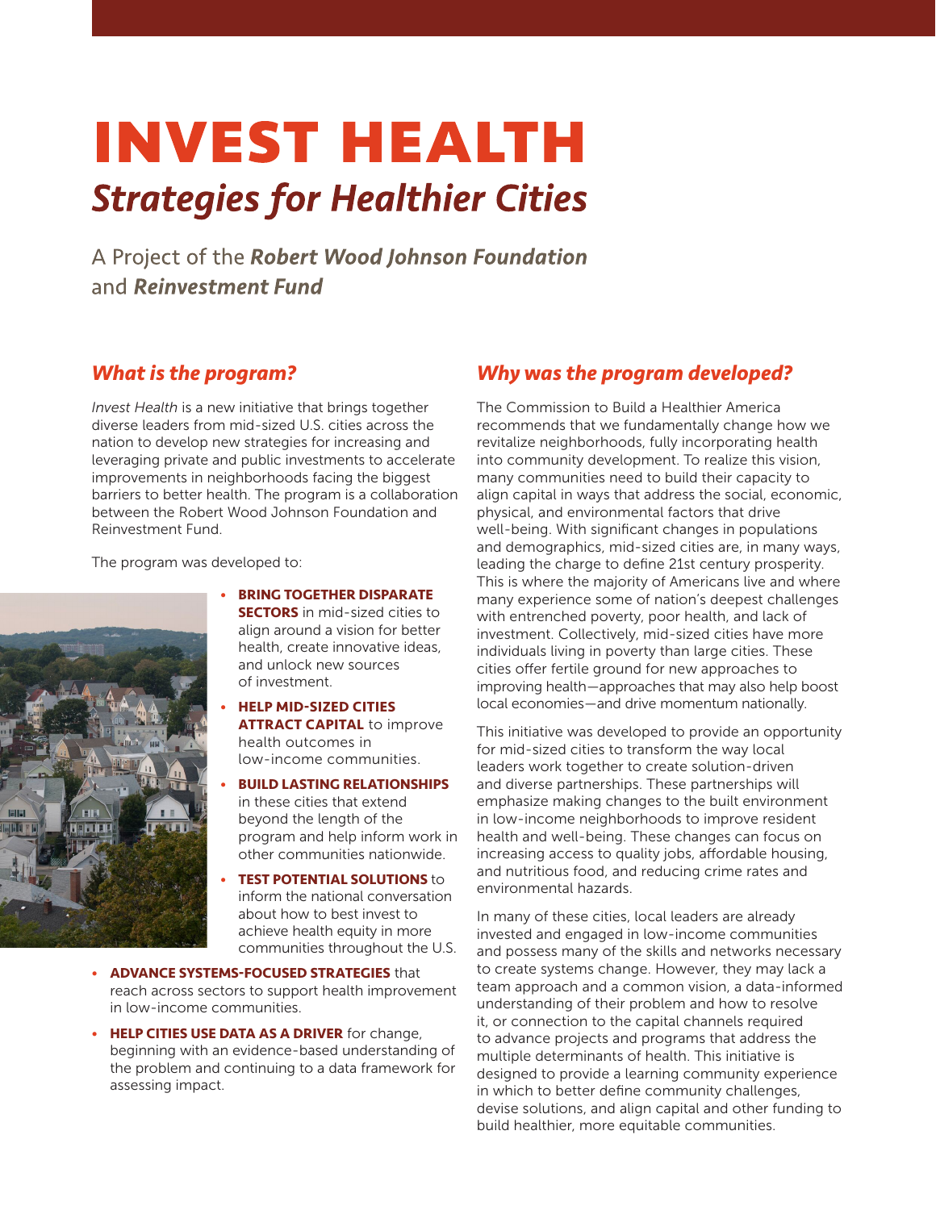# INVEST HEALTH

## *Strategies for Healthier Cities*

A Project of the ***Robert Wood Johnson Foundation*** and ***Reinvestment Fund***

### *What is the program?*

*Invest Health* is a new initiative that brings together diverse leaders from mid-sized U.S. cities across the nation to develop new strategies for increasing and leveraging private and public investments to accelerate improvements in neighborhoods facing the biggest barriers to better health. The program is a collaboration between the Robert Wood Johnson Foundation and Reinvestment Fund.

The program was developed to:

- **BRING TOGETHER DISPARATE SECTORS** in mid-sized cities to align around a vision for better health, create innovative ideas, and unlock new sources of investment.
- **HELP MID-SIZED CITIES ATTRACT CAPITAL** to improve health outcomes in low-income communities.
- **BUILD LASTING RELATIONSHIPS** in these cities that extend beyond the length of the program and help inform work in other communities nationwide.
- **TEST POTENTIAL SOLUTIONS** to inform the national conversation about how to best invest to achieve health equity in more communities throughout the U.S.
- **ADVANCE SYSTEMS-FOCUSED STRATEGIES** that reach across sectors to support health improvement in low-income communities.
- **HELP CITIES USE DATA AS A DRIVER** for change, beginning with an evidence-based understanding of the problem and continuing to a data framework for assessing impact.

### *Why was the program developed?*

The Commission to Build a Healthier America recommends that we fundamentally change how we revitalize neighborhoods, fully incorporating health into community development. To realize this vision, many communities need to build their capacity to align capital in ways that address the social, economic, physical, and environmental factors that drive well-being. With significant changes in populations and demographics, mid-sized cities are, in many ways, leading the charge to define 21st century prosperity. This is where the majority of Americans live and where many experience some of nation's deepest challenges with entrenched poverty, poor health, and lack of investment. Collectively, mid-sized cities have more individuals living in poverty than large cities. These cities offer fertile ground for new approaches to improving health—approaches that may also help boost local economies—and drive momentum nationally.

This initiative was developed to provide an opportunity for mid-sized cities to transform the way local leaders work together to create solution-driven and diverse partnerships. These partnerships will emphasize making changes to the built environment in low-income neighborhoods to improve resident health and well-being. These changes can focus on increasing access to quality jobs, affordable housing, and nutritious food, and reducing crime rates and environmental hazards.

In many of these cities, local leaders are already invested and engaged in low-income communities and possess many of the skills and networks necessary to create systems change. However, they may lack a team approach and a common vision, a data-informed understanding of their problem and how to resolve it, or connection to the capital channels required to advance projects and programs that address the multiple determinants of health. This initiative is designed to provide a learning community experience in which to better define community challenges, devise solutions, and align capital and other funding to build healthier, more equitable communities.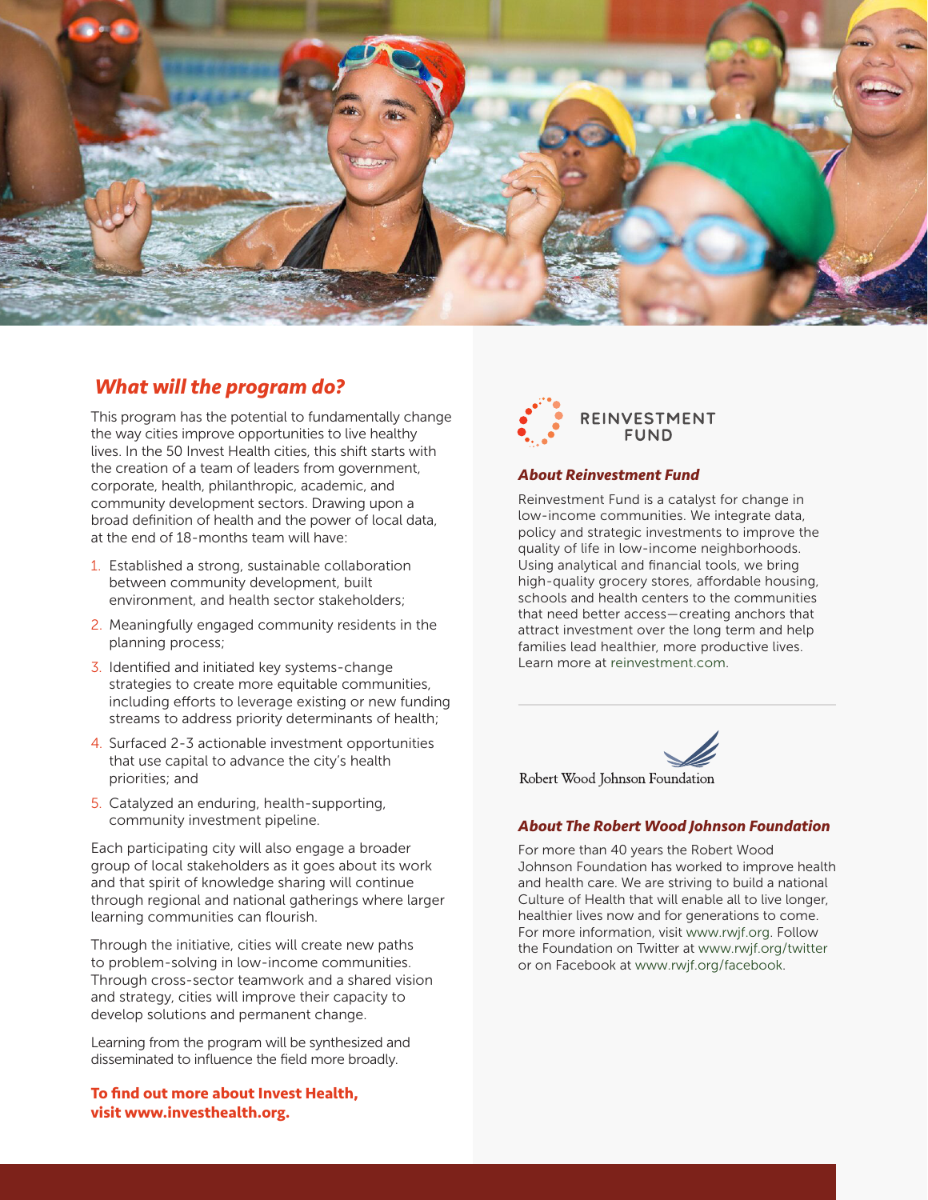## *What will the program do?*

This program has the potential to fundamentally change the way cities improve opportunities to live healthy lives. In the 50 Invest Health cities, this shift starts with the creation of a team of leaders from government, corporate, health, philanthropic, academic, and community development sectors. Drawing upon a broad definition of health and the power of local data, at the end of 18-months team will have:

1. Established a strong, sustainable collaboration between community development, built environment, and health sector stakeholders;
2. Meaningfully engaged community residents in the planning process;
3. Identified and initiated key systems-change strategies to create more equitable communities, including efforts to leverage existing or new funding streams to address priority determinants of health;
4. Surfaced 2-3 actionable investment opportunities that use capital to advance the city's health priorities; and
5. Catalyzed an enduring, health-supporting, community investment pipeline.

Each participating city will also engage a broader group of local stakeholders as it goes about its work and that spirit of knowledge sharing will continue through regional and national gatherings where larger learning communities can flourish.

Through the initiative, cities will create new paths to problem-solving in low-income communities. Through cross-sector teamwork and a shared vision and strategy, cities will improve their capacity to develop solutions and permanent change.

Learning from the program will be synthesized and disseminated to influence the field more broadly.

**To find out more about Invest Health, visit www.investhealth.org.**

REINVESTMENT FUND

### *About Reinvestment Fund*

Reinvestment Fund is a catalyst for change in low-income communities. We integrate data, policy and strategic investments to improve the quality of life in low-income neighborhoods. Using analytical and financial tools, we bring high-quality grocery stores, affordable housing, schools and health centers to the communities that need better access—creating anchors that attract investment over the long term and help families lead healthier, more productive lives. Learn more at reinvestment.com.

Robert Wood Johnson Foundation

### *About The Robert Wood Johnson Foundation*

For more than 40 years the Robert Wood Johnson Foundation has worked to improve health and health care. We are striving to build a national Culture of Health that will enable all to live longer, healthier lives now and for generations to come. For more information, visit www.rwjf.org. Follow the Foundation on Twitter at www.rwjf.org/twitter or on Facebook at www.rwjf.org/facebook.